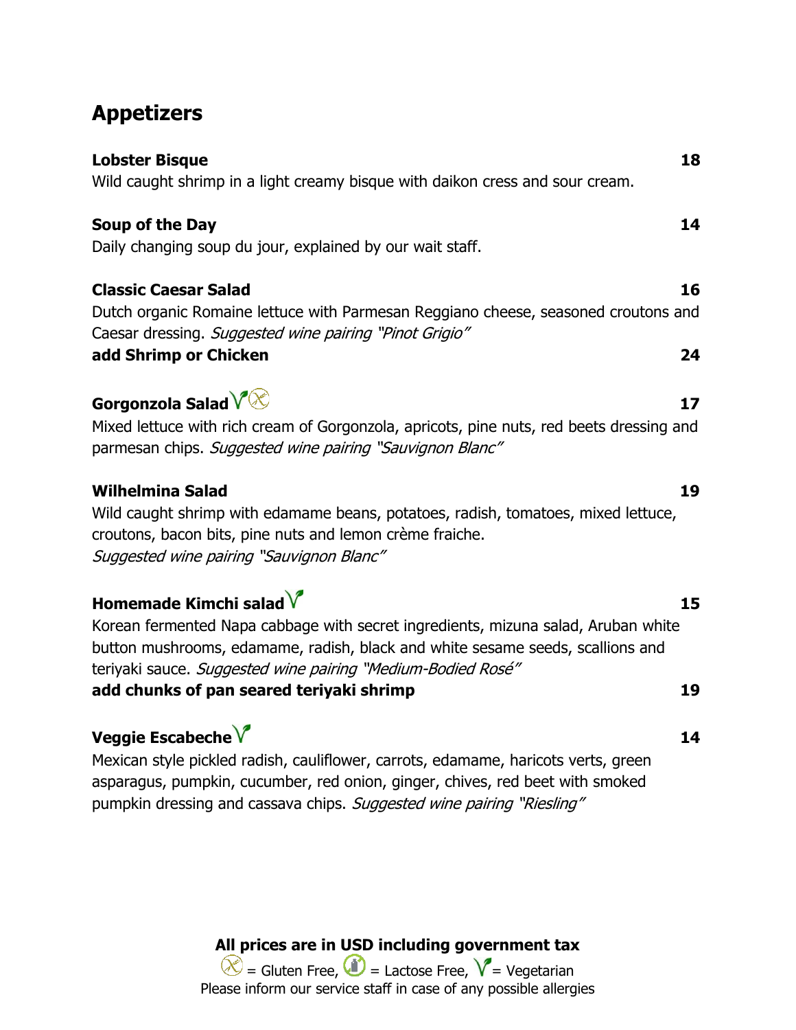# Appetizers

**Lobster Bisque** **18**
Wild caught shrimp in a light creamy bisque with daikon cress and sour cream.

**Soup of the Day** **14**
Daily changing soup du jour, explained by our wait staff.

**Classic Caesar Salad** **16**
Dutch organic Romaine lettuce with Parmesan Reggiano cheese, seasoned croutons and Caesar dressing. *Suggested wine pairing "Pinot Grigio"*
**add Shrimp or Chicken** **24**

**Gorgonzola Salad** (Vegetarian, Gluten Free) **17**
Mixed lettuce with rich cream of Gorgonzola, apricots, pine nuts, red beets dressing and parmesan chips. *Suggested wine pairing "Sauvignon Blanc"*

**Wilhelmina Salad** **19**
Wild caught shrimp with edamame beans, potatoes, radish, tomatoes, mixed lettuce, croutons, bacon bits, pine nuts and lemon crème fraiche.
*Suggested wine pairing "Sauvignon Blanc"*

**Homemade Kimchi salad** (Vegetarian) **15**
Korean fermented Napa cabbage with secret ingredients, mizuna salad, Aruban white button mushrooms, edamame, radish, black and white sesame seeds, scallions and teriyaki sauce. *Suggested wine pairing "Medium-Bodied Rosé"*
**add chunks of pan seared teriyaki shrimp** **19**

**Veggie Escabeche** (Vegetarian) **14**
Mexican style pickled radish, cauliflower, carrots, edamame, haricots verts, green asparagus, pumpkin, cucumber, red onion, ginger, chives, red beet with smoked pumpkin dressing and cassava chips. *Suggested wine pairing "Riesling"*

**All prices are in USD including government tax**
= Gluten Free, = Lactose Free, = Vegetarian
Please inform our service staff in case of any possible allergies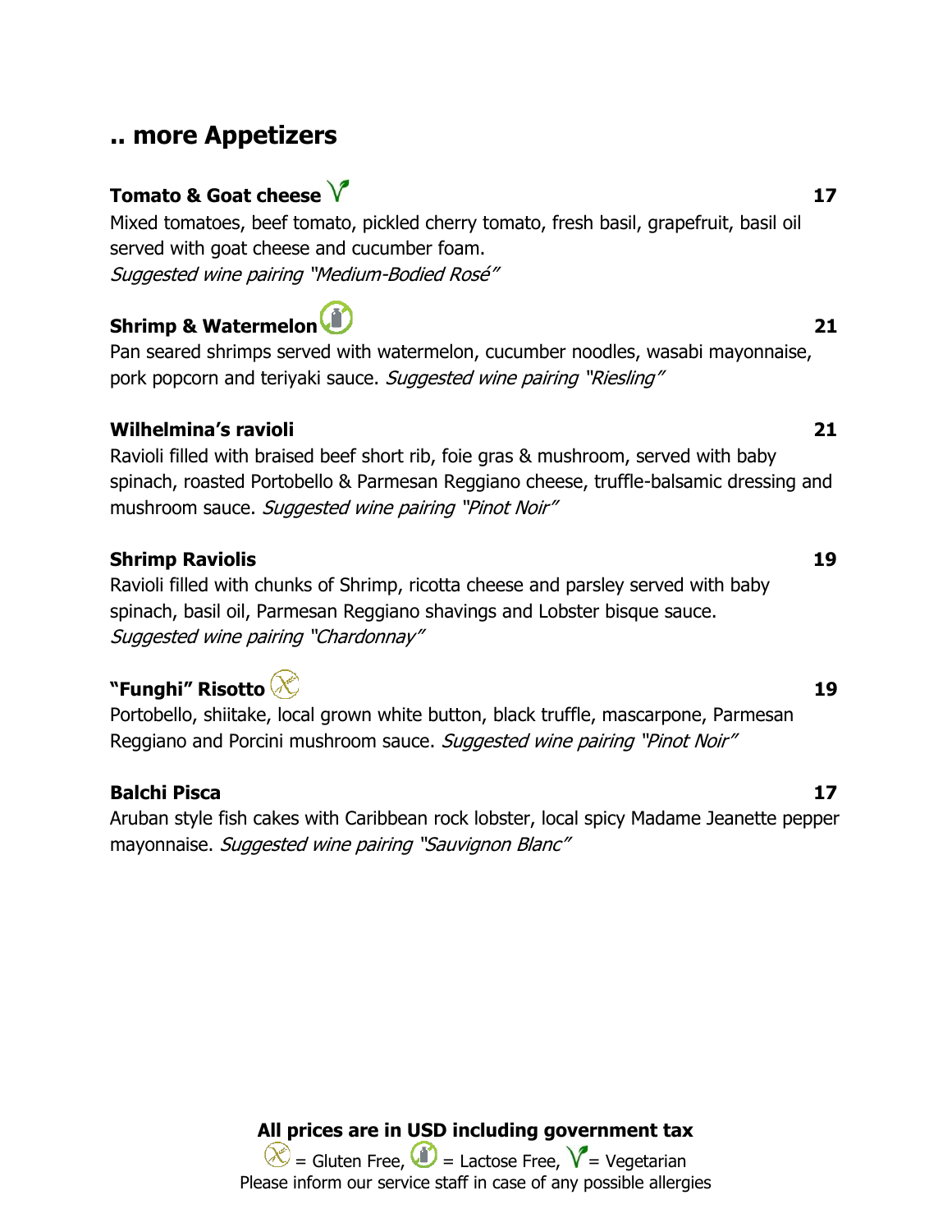## .. more Appetizers

**Tomato & Goat cheese** (Vegetarian) **17**
Mixed tomatoes, beef tomato, pickled cherry tomato, fresh basil, grapefruit, basil oil served with goat cheese and cucumber foam.
*Suggested wine pairing "Medium-Bodied Rosé"*

**Shrimp & Watermelon** (Lactose Free) **21**
Pan seared shrimps served with watermelon, cucumber noodles, wasabi mayonnaise, pork popcorn and teriyaki sauce. *Suggested wine pairing "Riesling"*

**Wilhelmina's ravioli** **21**
Ravioli filled with braised beef short rib, foie gras & mushroom, served with baby spinach, roasted Portobello & Parmesan Reggiano cheese, truffle-balsamic dressing and mushroom sauce. *Suggested wine pairing "Pinot Noir"*

**Shrimp Raviolis** **19**
Ravioli filled with chunks of Shrimp, ricotta cheese and parsley served with baby spinach, basil oil, Parmesan Reggiano shavings and Lobster bisque sauce.
*Suggested wine pairing "Chardonnay"*

**"Funghi" Risotto** (Gluten Free) **19**
Portobello, shiitake, local grown white button, black truffle, mascarpone, Parmesan Reggiano and Porcini mushroom sauce. *Suggested wine pairing "Pinot Noir"*

**Balchi Pisca** **17**
Aruban style fish cakes with Caribbean rock lobster, local spicy Madame Jeanette pepper mayonnaise. *Suggested wine pairing "Sauvignon Blanc"*

**All prices are in USD including government tax**
= Gluten Free, = Lactose Free, = Vegetarian
Please inform our service staff in case of any possible allergies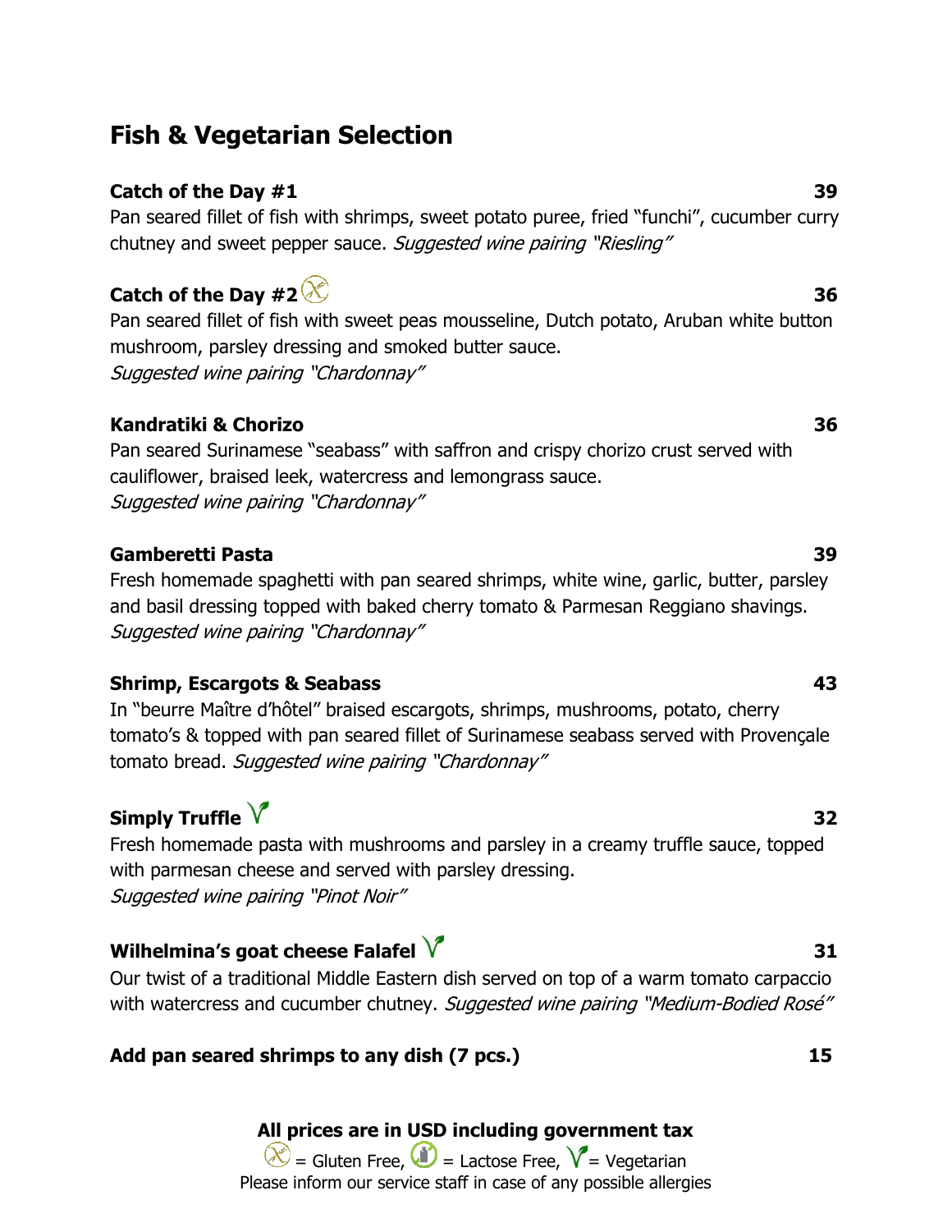## Fish & Vegetarian Selection

**Catch of the Day #1** **39**
Pan seared fillet of fish with shrimps, sweet potato puree, fried "funchi", cucumber curry chutney and sweet pepper sauce. *Suggested wine pairing "Riesling"*

**Catch of the Day #2** (Gluten Free) **36**
Pan seared fillet of fish with sweet peas mousseline, Dutch potato, Aruban white button mushroom, parsley dressing and smoked butter sauce.
*Suggested wine pairing "Chardonnay"*

**Kandratiki & Chorizo** **36**
Pan seared Surinamese "seabass" with saffron and crispy chorizo crust served with cauliflower, braised leek, watercress and lemongrass sauce.
*Suggested wine pairing "Chardonnay"*

**Gamberetti Pasta** **39**
Fresh homemade spaghetti with pan seared shrimps, white wine, garlic, butter, parsley and basil dressing topped with baked cherry tomato & Parmesan Reggiano shavings.
*Suggested wine pairing "Chardonnay"*

**Shrimp, Escargots & Seabass** **43**
In "beurre Maître d'hôtel" braised escargots, shrimps, mushrooms, potato, cherry tomato's & topped with pan seared fillet of Surinamese seabass served with Provençale tomato bread. *Suggested wine pairing "Chardonnay"*

**Simply Truffle** (Vegetarian) **32**
Fresh homemade pasta with mushrooms and parsley in a creamy truffle sauce, topped with parmesan cheese and served with parsley dressing.
*Suggested wine pairing "Pinot Noir"*

**Wilhelmina's goat cheese Falafel** (Vegetarian) **31**
Our twist of a traditional Middle Eastern dish served on top of a warm tomato carpaccio with watercress and cucumber chutney. *Suggested wine pairing "Medium-Bodied Rosé"*

**Add pan seared shrimps to any dish (7 pcs.)** **15**

**All prices are in USD including government tax**

(Gluten Free icon) = Gluten Free, (Lactose Free icon) = Lactose Free, (Vegetarian icon) = Vegetarian

Please inform our service staff in case of any possible allergies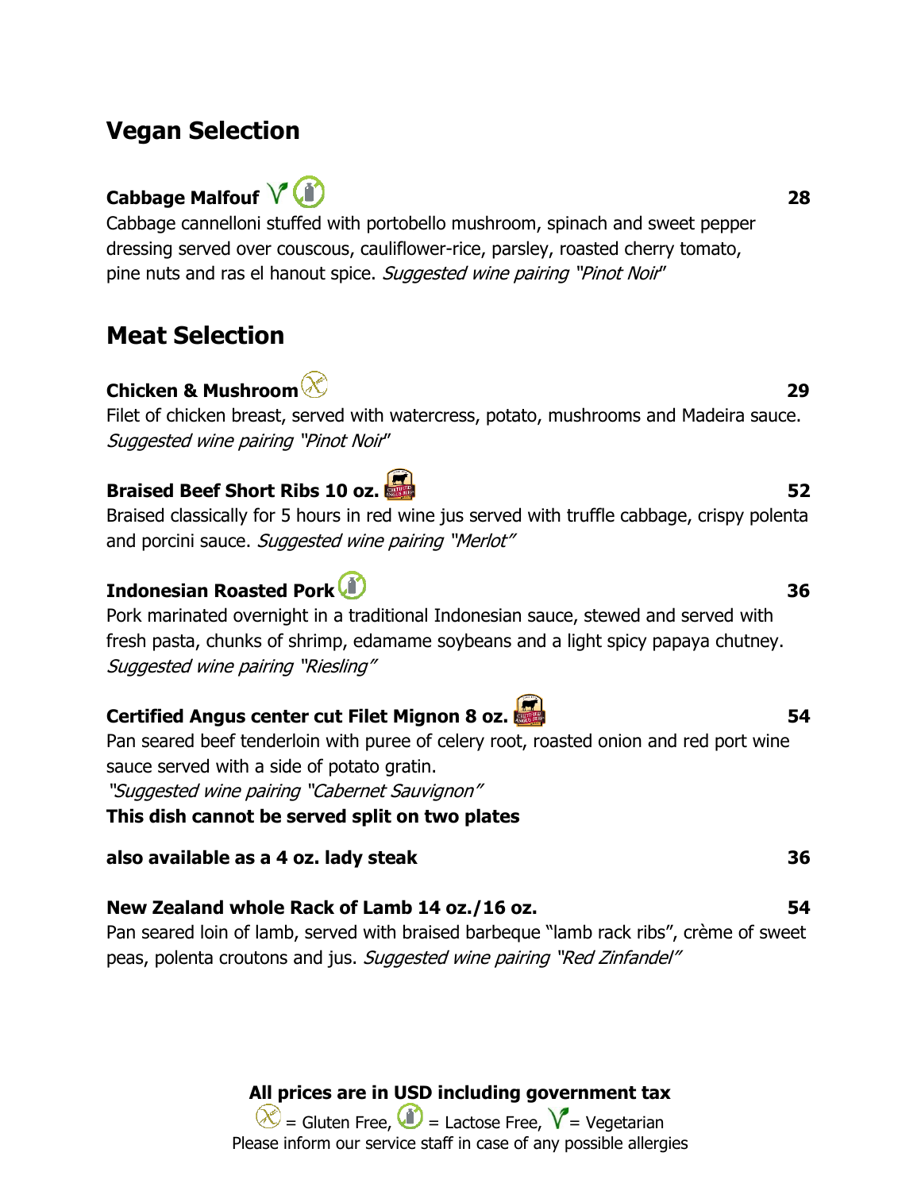## Vegan Selection

**Cabbage Malfouf** 28

Cabbage cannelloni stuffed with portobello mushroom, spinach and sweet pepper dressing served over couscous, cauliflower-rice, parsley, roasted cherry tomato, pine nuts and ras el hanout spice. *Suggested wine pairing "Pinot Noir"*

## Meat Selection

**Chicken & Mushroom** 29

Filet of chicken breast, served with watercress, potato, mushrooms and Madeira sauce. *Suggested wine pairing "Pinot Noir"*

**Braised Beef Short Ribs 10 oz.** 52

Braised classically for 5 hours in red wine jus served with truffle cabbage, crispy polenta and porcini sauce. *Suggested wine pairing "Merlot"*

**Indonesian Roasted Pork** 36

Pork marinated overnight in a traditional Indonesian sauce, stewed and served with fresh pasta, chunks of shrimp, edamame soybeans and a light spicy papaya chutney. *Suggested wine pairing "Riesling"*

**Certified Angus center cut Filet Mignon 8 oz.** 54

Pan seared beef tenderloin with puree of celery root, roasted onion and red port wine sauce served with a side of potato gratin.
*"Suggested wine pairing "Cabernet Sauvignon"*
**This dish cannot be served split on two plates**

**also available as a 4 oz. lady steak** 36

**New Zealand whole Rack of Lamb 14 oz./16 oz.** 54

Pan seared loin of lamb, served with braised barbeque "lamb rack ribs", crème of sweet peas, polenta croutons and jus. *Suggested wine pairing "Red Zinfandel"*

**All prices are in USD including government tax**

= Gluten Free, = Lactose Free, = Vegetarian

Please inform our service staff in case of any possible allergies